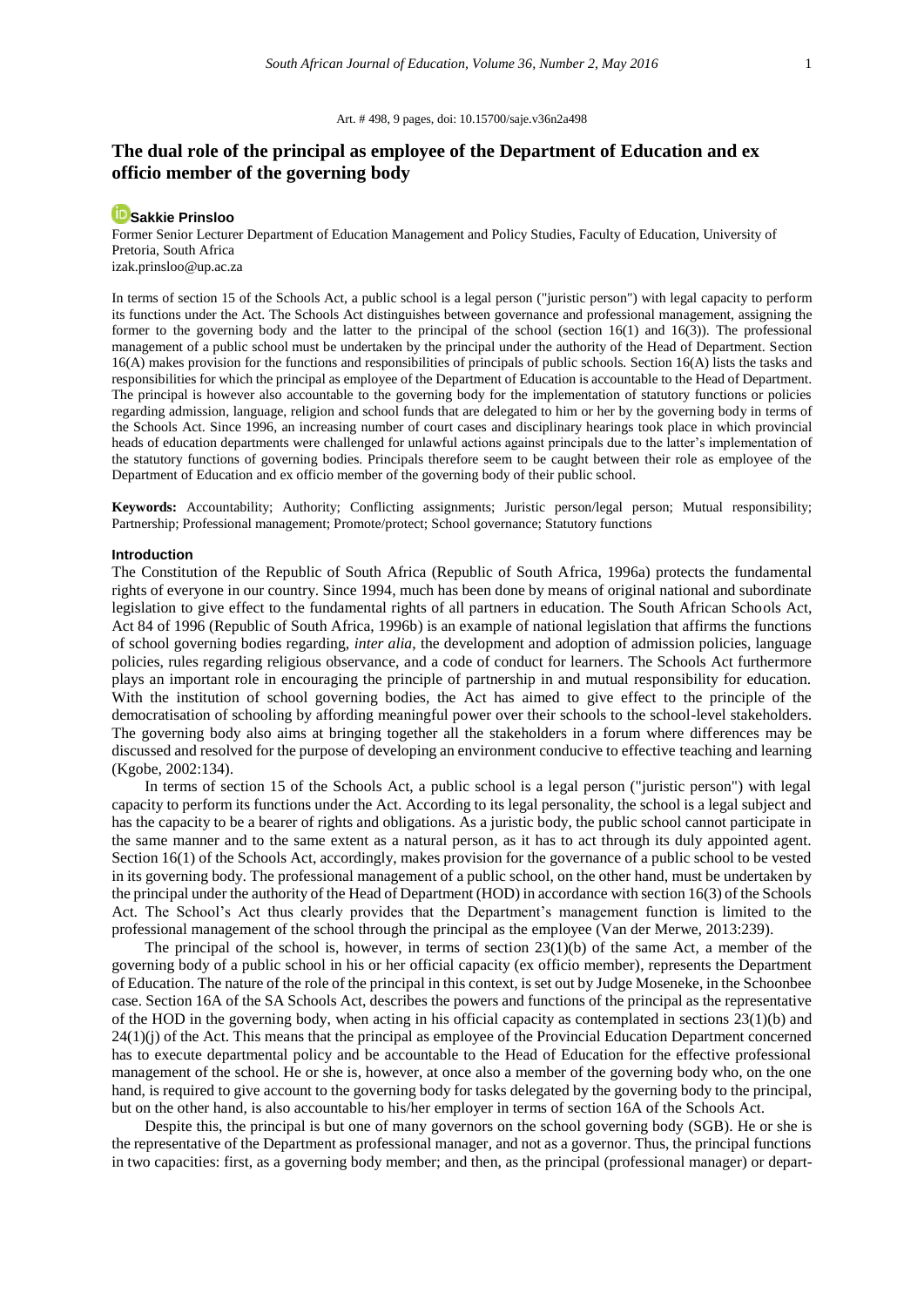Art. # 498, 9 pages, doi: 10.15700/saje.v36n2a498

# The dual role of the principal as employee of the Department of Education and ex officio member of the governing body

**Sakkie Prinsloo**

Former Senior Lecturer Department of Education Management and Policy Studies, Faculty of Education, University of Pretoria, South Africa
izak.prinsloo@up.ac.za

In terms of section 15 of the Schools Act, a public school is a legal person ("juristic person") with legal capacity to perform its functions under the Act. The Schools Act distinguishes between governance and professional management, assigning the former to the governing body and the latter to the principal of the school (section 16(1) and 16(3)). The professional management of a public school must be undertaken by the principal under the authority of the Head of Department. Section 16(A) makes provision for the functions and responsibilities of principals of public schools. Section 16(A) lists the tasks and responsibilities for which the principal as employee of the Department of Education is accountable to the Head of Department. The principal is however also accountable to the governing body for the implementation of statutory functions or policies regarding admission, language, religion and school funds that are delegated to him or her by the governing body in terms of the Schools Act. Since 1996, an increasing number of court cases and disciplinary hearings took place in which provincial heads of education departments were challenged for unlawful actions against principals due to the latter's implementation of the statutory functions of governing bodies. Principals therefore seem to be caught between their role as employee of the Department of Education and ex officio member of the governing body of their public school.

**Keywords:** Accountability; Authority; Conflicting assignments; Juristic person/legal person; Mutual responsibility; Partnership; Professional management; Promote/protect; School governance; Statutory functions

## Introduction

The Constitution of the Republic of South Africa (Republic of South Africa, 1996a) protects the fundamental rights of everyone in our country. Since 1994, much has been done by means of original national and subordinate legislation to give effect to the fundamental rights of all partners in education. The South African Schools Act, Act 84 of 1996 (Republic of South Africa, 1996b) is an example of national legislation that affirms the functions of school governing bodies regarding, *inter alia*, the development and adoption of admission policies, language policies, rules regarding religious observance, and a code of conduct for learners. The Schools Act furthermore plays an important role in encouraging the principle of partnership in and mutual responsibility for education. With the institution of school governing bodies, the Act has aimed to give effect to the principle of the democratisation of schooling by affording meaningful power over their schools to the school-level stakeholders. The governing body also aims at bringing together all the stakeholders in a forum where differences may be discussed and resolved for the purpose of developing an environment conducive to effective teaching and learning (Kgobe, 2002:134).

In terms of section 15 of the Schools Act, a public school is a legal person ("juristic person") with legal capacity to perform its functions under the Act. According to its legal personality, the school is a legal subject and has the capacity to be a bearer of rights and obligations. As a juristic body, the public school cannot participate in the same manner and to the same extent as a natural person, as it has to act through its duly appointed agent. Section 16(1) of the Schools Act, accordingly, makes provision for the governance of a public school to be vested in its governing body. The professional management of a public school, on the other hand, must be undertaken by the principal under the authority of the Head of Department (HOD) in accordance with section 16(3) of the Schools Act. The School's Act thus clearly provides that the Department's management function is limited to the professional management of the school through the principal as the employee (Van der Merwe, 2013:239).

The principal of the school is, however, in terms of section 23(1)(b) of the same Act, a member of the governing body of a public school in his or her official capacity (ex officio member), represents the Department of Education. The nature of the role of the principal in this context, is set out by Judge Moseneke, in the Schoonbee case. Section 16A of the SA Schools Act, describes the powers and functions of the principal as the representative of the HOD in the governing body, when acting in his official capacity as contemplated in sections 23(1)(b) and 24(1)(j) of the Act. This means that the principal as employee of the Provincial Education Department concerned has to execute departmental policy and be accountable to the Head of Education for the effective professional management of the school. He or she is, however, at once also a member of the governing body who, on the one hand, is required to give account to the governing body for tasks delegated by the governing body to the principal, but on the other hand, is also accountable to his/her employer in terms of section 16A of the Schools Act.

Despite this, the principal is but one of many governors on the school governing body (SGB). He or she is the representative of the Department as professional manager, and not as a governor. Thus, the principal functions in two capacities: first, as a governing body member; and then, as the principal (professional manager) or depart-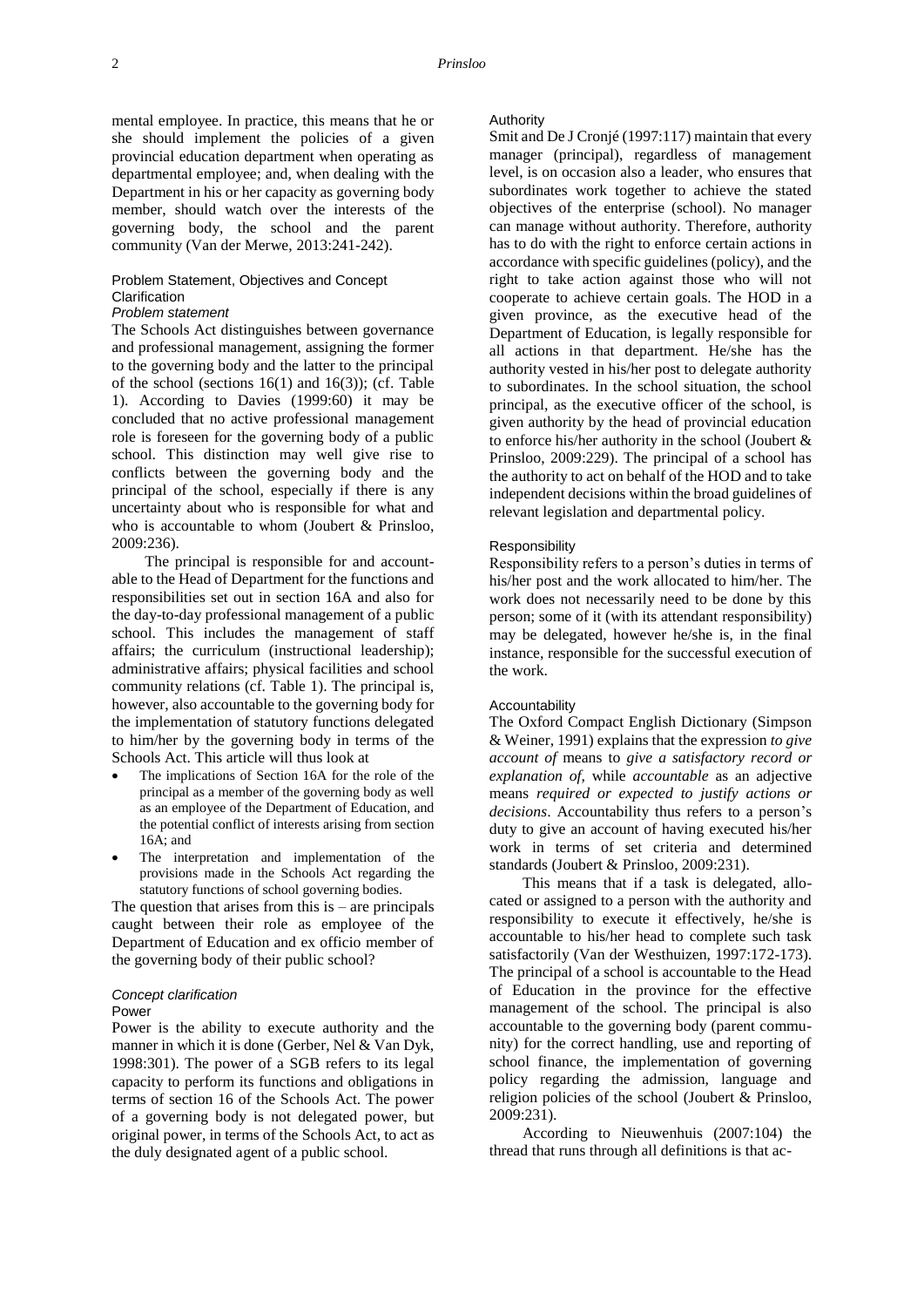mental employee. In practice, this means that he or she should implement the policies of a given provincial education department when operating as departmental employee; and, when dealing with the Department in his or her capacity as governing body member, should watch over the interests of the governing body, the school and the parent community (Van der Merwe, 2013:241-242).

## Problem Statement, Objectives and Concept Clarification

### Problem statement

The Schools Act distinguishes between governance and professional management, assigning the former to the governing body and the latter to the principal of the school (sections 16(1) and 16(3)); (cf. Table 1). According to Davies (1999:60) it may be concluded that no active professional management role is foreseen for the governing body of a public school. This distinction may well give rise to conflicts between the governing body and the principal of the school, especially if there is any uncertainty about who is responsible for what and who is accountable to whom (Joubert & Prinsloo, 2009:236).

The principal is responsible for and accountable to the Head of Department for the functions and responsibilities set out in section 16A and also for the day-to-day professional management of a public school. This includes the management of staff affairs; the curriculum (instructional leadership); administrative affairs; physical facilities and school community relations (cf. Table 1). The principal is, however, also accountable to the governing body for the implementation of statutory functions delegated to him/her by the governing body in terms of the Schools Act. This article will thus look at

- The implications of Section 16A for the role of the principal as a member of the governing body as well as an employee of the Department of Education, and the potential conflict of interests arising from section 16A; and
- The interpretation and implementation of the provisions made in the Schools Act regarding the statutory functions of school governing bodies.

The question that arises from this is – are principals caught between their role as employee of the Department of Education and ex officio member of the governing body of their public school?

### Concept clarification

#### Power

Power is the ability to execute authority and the manner in which it is done (Gerber, Nel & Van Dyk, 1998:301). The power of a SGB refers to its legal capacity to perform its functions and obligations in terms of section 16 of the Schools Act. The power of a governing body is not delegated power, but original power, in terms of the Schools Act, to act as the duly designated agent of a public school.

#### Authority

Smit and De J Cronjé (1997:117) maintain that every manager (principal), regardless of management level, is on occasion also a leader, who ensures that subordinates work together to achieve the stated objectives of the enterprise (school). No manager can manage without authority. Therefore, authority has to do with the right to enforce certain actions in accordance with specific guidelines (policy), and the right to take action against those who will not cooperate to achieve certain goals. The HOD in a given province, as the executive head of the Department of Education, is legally responsible for all actions in that department. He/she has the authority vested in his/her post to delegate authority to subordinates. In the school situation, the school principal, as the executive officer of the school, is given authority by the head of provincial education to enforce his/her authority in the school (Joubert & Prinsloo, 2009:229). The principal of a school has the authority to act on behalf of the HOD and to take independent decisions within the broad guidelines of relevant legislation and departmental policy.

#### Responsibility

Responsibility refers to a person's duties in terms of his/her post and the work allocated to him/her. The work does not necessarily need to be done by this person; some of it (with its attendant responsibility) may be delegated, however he/she is, in the final instance, responsible for the successful execution of the work.

#### Accountability

The Oxford Compact English Dictionary (Simpson & Weiner, 1991) explains that the expression *to give account of* means to *give a satisfactory record or explanation of,* while *accountable* as an adjective means *required or expected to justify actions or decisions*. Accountability thus refers to a person's duty to give an account of having executed his/her work in terms of set criteria and determined standards (Joubert & Prinsloo, 2009:231).

This means that if a task is delegated, allocated or assigned to a person with the authority and responsibility to execute it effectively, he/she is accountable to his/her head to complete such task satisfactorily (Van der Westhuizen, 1997:172-173). The principal of a school is accountable to the Head of Education in the province for the effective management of the school. The principal is also accountable to the governing body (parent community) for the correct handling, use and reporting of school finance, the implementation of governing policy regarding the admission, language and religion policies of the school (Joubert & Prinsloo, 2009:231).

According to Nieuwenhuis (2007:104) the thread that runs through all definitions is that ac-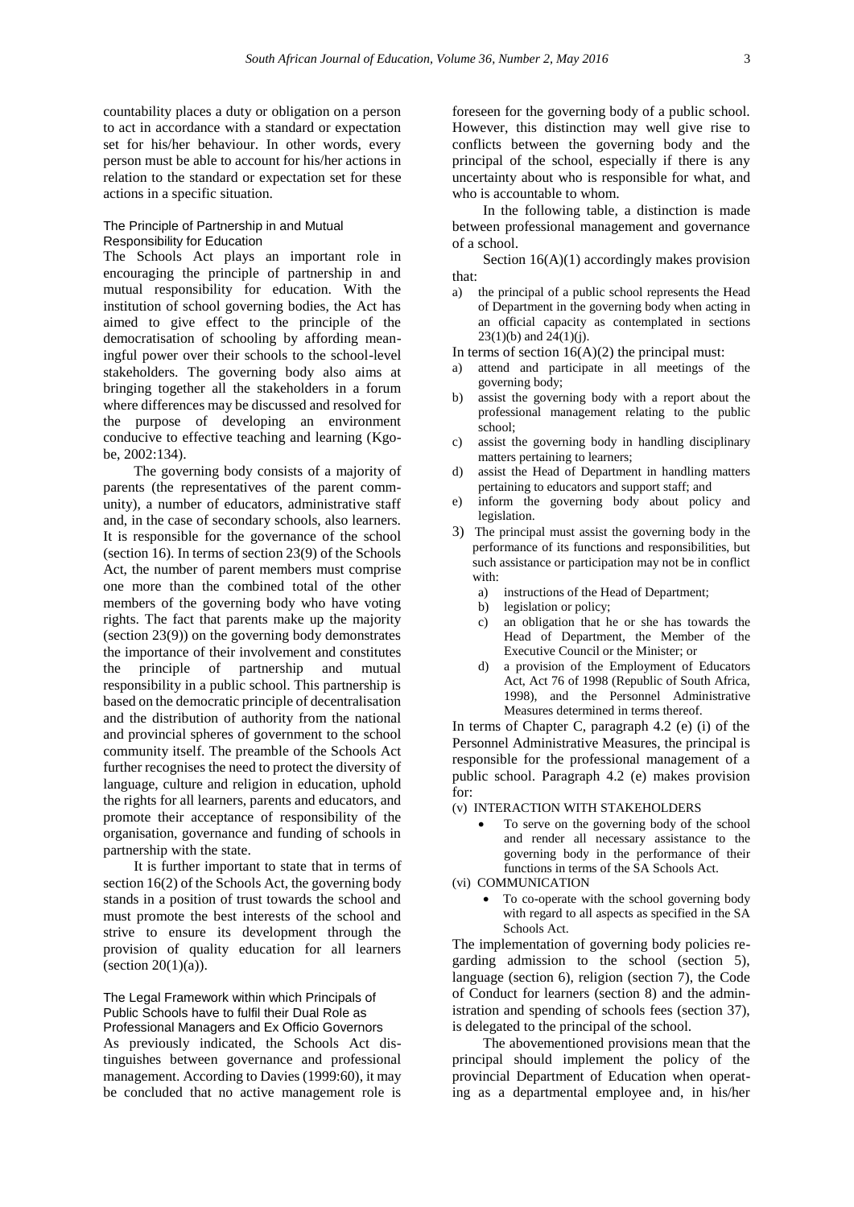countability places a duty or obligation on a person to act in accordance with a standard or expectation set for his/her behaviour. In other words, every person must be able to account for his/her actions in relation to the standard or expectation set for these actions in a specific situation.

### The Principle of Partnership in and Mutual Responsibility for Education

The Schools Act plays an important role in encouraging the principle of partnership in and mutual responsibility for education. With the institution of school governing bodies, the Act has aimed to give effect to the principle of the democratisation of schooling by affording meaningful power over their schools to the school-level stakeholders. The governing body also aims at bringing together all the stakeholders in a forum where differences may be discussed and resolved for the purpose of developing an environment conducive to effective teaching and learning (Kgobe, 2002:134).

The governing body consists of a majority of parents (the representatives of the parent community), a number of educators, administrative staff and, in the case of secondary schools, also learners. It is responsible for the governance of the school (section 16). In terms of section 23(9) of the Schools Act, the number of parent members must comprise one more than the combined total of the other members of the governing body who have voting rights. The fact that parents make up the majority (section 23(9)) on the governing body demonstrates the importance of their involvement and constitutes the principle of partnership and mutual responsibility in a public school. This partnership is based on the democratic principle of decentralisation and the distribution of authority from the national and provincial spheres of government to the school community itself. The preamble of the Schools Act further recognises the need to protect the diversity of language, culture and religion in education, uphold the rights for all learners, parents and educators, and promote their acceptance of responsibility of the organisation, governance and funding of schools in partnership with the state.

It is further important to state that in terms of section 16(2) of the Schools Act, the governing body stands in a position of trust towards the school and must promote the best interests of the school and strive to ensure its development through the provision of quality education for all learners (section 20(1)(a)).

### The Legal Framework within which Principals of Public Schools have to fulfil their Dual Role as Professional Managers and Ex Officio Governors

As previously indicated, the Schools Act distinguishes between governance and professional management. According to Davies (1999:60), it may be concluded that no active management role is foreseen for the governing body of a public school. However, this distinction may well give rise to conflicts between the governing body and the principal of the school, especially if there is any uncertainty about who is responsible for what, and who is accountable to whom.

In the following table, a distinction is made between professional management and governance of a school.

Section 16(A)(1) accordingly makes provision that:

a) the principal of a public school represents the Head of Department in the governing body when acting in an official capacity as contemplated in sections 23(1)(b) and 24(1)(j).

In terms of section 16(A)(2) the principal must:

a) attend and participate in all meetings of the governing body;
b) assist the governing body with a report about the professional management relating to the public school;
c) assist the governing body in handling disciplinary matters pertaining to learners;
d) assist the Head of Department in handling matters pertaining to educators and support staff; and
e) inform the governing body about policy and legislation.

3) The principal must assist the governing body in the performance of its functions and responsibilities, but such assistance or participation may not be in conflict with:
   a) instructions of the Head of Department;
   b) legislation or policy;
   c) an obligation that he or she has towards the Head of Department, the Member of the Executive Council or the Minister; or
   d) a provision of the Employment of Educators Act, Act 76 of 1998 (Republic of South Africa, 1998), and the Personnel Administrative Measures determined in terms thereof.

In terms of Chapter C, paragraph 4.2 (e) (i) of the Personnel Administrative Measures, the principal is responsible for the professional management of a public school. Paragraph 4.2 (e) makes provision for:

(v) INTERACTION WITH STAKEHOLDERS

- To serve on the governing body of the school and render all necessary assistance to the governing body in the performance of their functions in terms of the SA Schools Act.

(vi) COMMUNICATION

- To co-operate with the school governing body with regard to all aspects as specified in the SA Schools Act.

The implementation of governing body policies regarding admission to the school (section 5), language (section 6), religion (section 7), the Code of Conduct for learners (section 8) and the administration and spending of schools fees (section 37), is delegated to the principal of the school.

The abovementioned provisions mean that the principal should implement the policy of the provincial Department of Education when operating as a departmental employee and, in his/her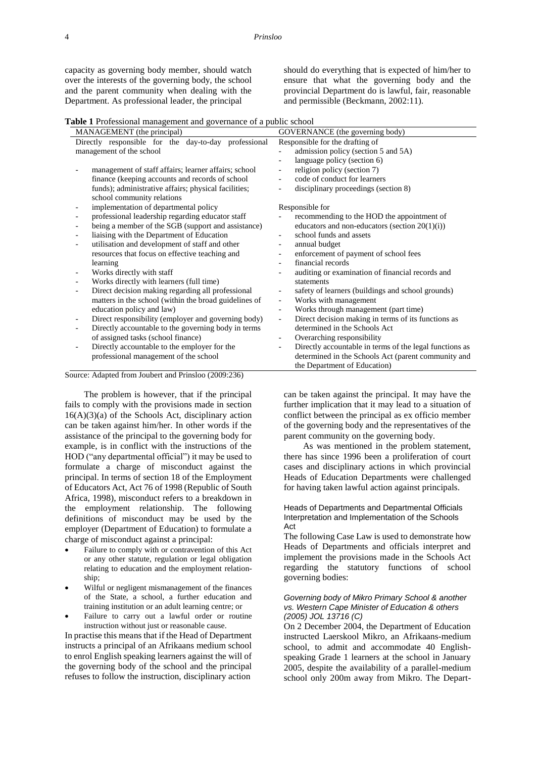capacity as governing body member, should watch over the interests of the governing body, the school and the parent community when dealing with the Department. As professional leader, the principal should do everything that is expected of him/her to ensure that what the governing body and the provincial Department do is lawful, fair, reasonable and permissible (Beckmann, 2002:11).

**Table 1** Professional management and governance of a public school

| MANAGEMENT (the principal) | GOVERNANCE (the governing body) |
|---|---|
| Directly responsible for the day-to-day professional management of the school<br>- management of staff affairs; learner affairs; school finance (keeping accounts and records of school funds); administrative affairs; physical facilities; school community relations<br>- implementation of departmental policy<br>- professional leadership regarding educator staff<br>- being a member of the SGB (support and assistance)<br>- liaising with the Department of Education<br>- utilisation and development of staff and other resources that focus on effective teaching and learning<br>- Works directly with staff<br>- Works directly with learners (full time)<br>- Direct decision making regarding all professional matters in the school (within the broad guidelines of education policy and law)<br>- Direct responsibility (employer and governing body)<br>- Directly accountable to the governing body in terms of assigned tasks (school finance)<br>- Directly accountable to the employer for the professional management of the school | Responsible for the drafting of<br>- admission policy (section 5 and 5A)<br>- language policy (section 6)<br>- religion policy (section 7)<br>- code of conduct for learners<br>- disciplinary proceedings (section 8)<br><br>Responsible for<br>- recommending to the HOD the appointment of educators and non-educators (section 20(1)(i))<br>- school funds and assets<br>- annual budget<br>- enforcement of payment of school fees<br>- financial records<br>- auditing or examination of financial records and statements<br>- safety of learners (buildings and school grounds)<br>- Works with management<br>- Works through management (part time)<br>- Direct decision making in terms of its functions as determined in the Schools Act<br>- Overarching responsibility<br>- Directly accountable in terms of the legal functions as determined in the Schools Act (parent community and the Department of Education) |

Source: Adapted from Joubert and Prinsloo (2009:236)

The problem is however, that if the principal fails to comply with the provisions made in section 16(A)(3)(a) of the Schools Act, disciplinary action can be taken against him/her. In other words if the assistance of the principal to the governing body for example, is in conflict with the instructions of the HOD ("any departmental official") it may be used to formulate a charge of misconduct against the principal. In terms of section 18 of the Employment of Educators Act, Act 76 of 1998 (Republic of South Africa, 1998), misconduct refers to a breakdown in the employment relationship. The following definitions of misconduct may be used by the employer (Department of Education) to formulate a charge of misconduct against a principal:

- Failure to comply with or contravention of this Act or any other statute, regulation or legal obligation relating to education and the employment relationship;
- Wilful or negligent mismanagement of the finances of the State, a school, a further education and training institution or an adult learning centre; or
- Failure to carry out a lawful order or routine instruction without just or reasonable cause.

In practise this means that if the Head of Department instructs a principal of an Afrikaans medium school to enrol English speaking learners against the will of the governing body of the school and the principal refuses to follow the instruction, disciplinary action can be taken against the principal. It may have the further implication that it may lead to a situation of conflict between the principal as ex officio member of the governing body and the representatives of the parent community on the governing body.

As was mentioned in the problem statement, there has since 1996 been a proliferation of court cases and disciplinary actions in which provincial Heads of Education Departments were challenged for having taken lawful action against principals.

### Heads of Departments and Departmental Officials Interpretation and Implementation of the Schools Act

The following Case Law is used to demonstrate how Heads of Departments and officials interpret and implement the provisions made in the Schools Act regarding the statutory functions of school governing bodies:

#### *Governing body of Mikro Primary School & another vs. Western Cape Minister of Education & others (2005) JOL 13716 (C)*

On 2 December 2004, the Department of Education instructed Laerskool Mikro, an Afrikaans-medium school, to admit and accommodate 40 English-speaking Grade 1 learners at the school in January 2005, despite the availability of a parallel-medium school only 200m away from Mikro. The Depart-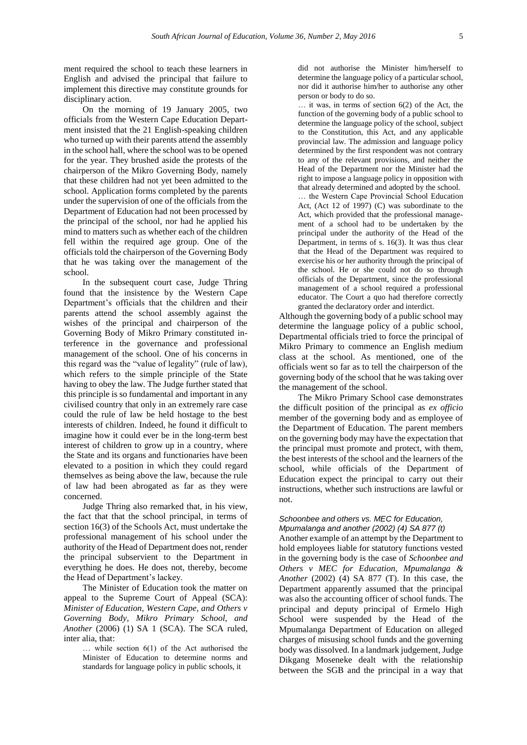ment required the school to teach these learners in English and advised the principal that failure to implement this directive may constitute grounds for disciplinary action.

On the morning of 19 January 2005, two officials from the Western Cape Education Department insisted that the 21 English-speaking children who turned up with their parents attend the assembly in the school hall, where the school was to be opened for the year. They brushed aside the protests of the chairperson of the Mikro Governing Body, namely that these children had not yet been admitted to the school. Application forms completed by the parents under the supervision of one of the officials from the Department of Education had not been processed by the principal of the school, nor had he applied his mind to matters such as whether each of the children fell within the required age group. One of the officials told the chairperson of the Governing Body that he was taking over the management of the school.

In the subsequent court case, Judge Thring found that the insistence by the Western Cape Department's officials that the children and their parents attend the school assembly against the wishes of the principal and chairperson of the Governing Body of Mikro Primary constituted interference in the governance and professional management of the school. One of his concerns in this regard was the "value of legality" (rule of law), which refers to the simple principle of the State having to obey the law. The Judge further stated that this principle is so fundamental and important in any civilised country that only in an extremely rare case could the rule of law be held hostage to the best interests of children. Indeed, he found it difficult to imagine how it could ever be in the long-term best interest of children to grow up in a country, where the State and its organs and functionaries have been elevated to a position in which they could regard themselves as being above the law, because the rule of law had been abrogated as far as they were concerned.

Judge Thring also remarked that, in his view, the fact that that the school principal, in terms of section 16(3) of the Schools Act, must undertake the professional management of his school under the authority of the Head of Department does not, render the principal subservient to the Department in everything he does. He does not, thereby, become the Head of Department's lackey.

The Minister of Education took the matter on appeal to the Supreme Court of Appeal (SCA): *Minister of Education, Western Cape, and Others v Governing Body, Mikro Primary School, and Another* (2006) (1) SA 1 (SCA). The SCA ruled, inter alia, that:

> … while section 6(1) of the Act authorised the Minister of Education to determine norms and standards for language policy in public schools, it did not authorise the Minister him/herself to determine the language policy of a particular school, nor did it authorise him/her to authorise any other person or body to do so.
>
> … it was, in terms of section 6(2) of the Act, the function of the governing body of a public school to determine the language policy of the school, subject to the Constitution, this Act, and any applicable provincial law. The admission and language policy determined by the first respondent was not contrary to any of the relevant provisions, and neither the Head of the Department nor the Minister had the right to impose a language policy in opposition with that already determined and adopted by the school.
>
> … the Western Cape Provincial School Education Act, (Act 12 of 1997) (C) was subordinate to the Act, which provided that the professional management of a school had to be undertaken by the principal under the authority of the Head of the Department, in terms of s. 16(3). It was thus clear that the Head of the Department was required to exercise his or her authority through the principal of the school. He or she could not do so through officials of the Department, since the professional management of a school required a professional educator. The Court a quo had therefore correctly granted the declaratory order and interdict.

Although the governing body of a public school may determine the language policy of a public school, Departmental officials tried to force the principal of Mikro Primary to commence an English medium class at the school. As mentioned, one of the officials went so far as to tell the chairperson of the governing body of the school that he was taking over the management of the school.

The Mikro Primary School case demonstrates the difficult position of the principal as *ex officio* member of the governing body and as employee of the Department of Education. The parent members on the governing body may have the expectation that the principal must promote and protect, with them, the best interests of the school and the learners of the school, while officials of the Department of Education expect the principal to carry out their instructions, whether such instructions are lawful or not.

*Schoonbee and others vs. MEC for Education, Mpumalanga and another (2002) (4) SA 877 (t)*

Another example of an attempt by the Department to hold employees liable for statutory functions vested in the governing body is the case of *Schoonbee and Others v MEC for Education, Mpumalanga & Another* (2002) (4) SA 877 (T). In this case, the Department apparently assumed that the principal was also the accounting officer of school funds. The principal and deputy principal of Ermelo High School were suspended by the Head of the Mpumalanga Department of Education on alleged charges of misusing school funds and the governing body was dissolved. In a landmark judgement, Judge Dikgang Moseneke dealt with the relationship between the SGB and the principal in a way that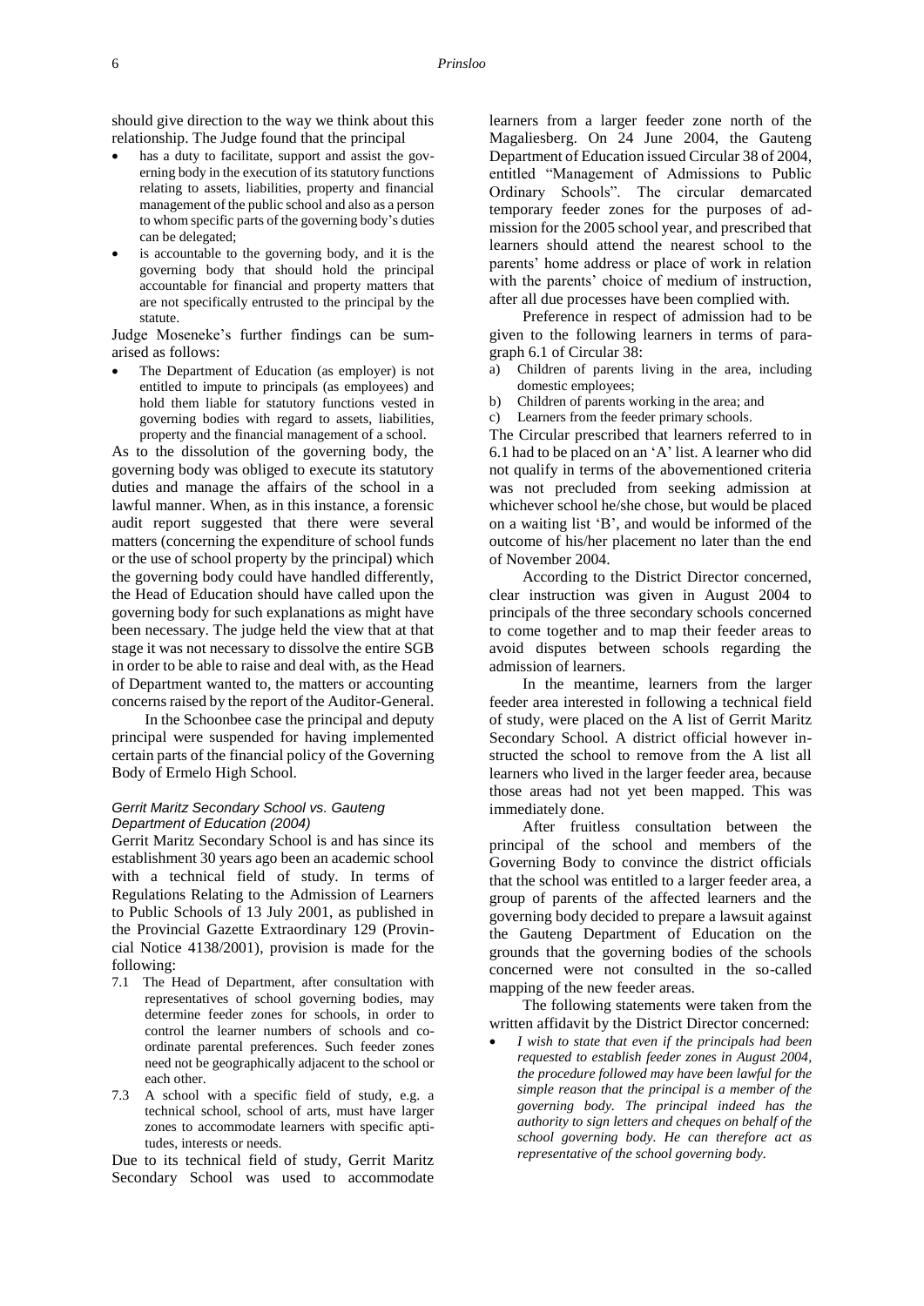should give direction to the way we think about this relationship. The Judge found that the principal

- has a duty to facilitate, support and assist the governing body in the execution of its statutory functions relating to assets, liabilities, property and financial management of the public school and also as a person to whom specific parts of the governing body's duties can be delegated;
- is accountable to the governing body, and it is the governing body that should hold the principal accountable for financial and property matters that are not specifically entrusted to the principal by the statute.

Judge Moseneke's further findings can be summarised as follows:

- The Department of Education (as employer) is not entitled to impute to principals (as employees) and hold them liable for statutory functions vested in governing bodies with regard to assets, liabilities, property and the financial management of a school.

As to the dissolution of the governing body, the governing body was obliged to execute its statutory duties and manage the affairs of the school in a lawful manner. When, as in this instance, a forensic audit report suggested that there were several matters (concerning the expenditure of school funds or the use of school property by the principal) which the governing body could have handled differently, the Head of Education should have called upon the governing body for such explanations as might have been necessary. The judge held the view that at that stage it was not necessary to dissolve the entire SGB in order to be able to raise and deal with, as the Head of Department wanted to, the matters or accounting concerns raised by the report of the Auditor-General.

In the Schoonbee case the principal and deputy principal were suspended for having implemented certain parts of the financial policy of the Governing Body of Ermelo High School.

#### *Gerrit Maritz Secondary School vs. Gauteng Department of Education (2004)*

Gerrit Maritz Secondary School is and has since its establishment 30 years ago been an academic school with a technical field of study. In terms of Regulations Relating to the Admission of Learners to Public Schools of 13 July 2001, as published in the Provincial Gazette Extraordinary 129 (Provincial Notice 4138/2001), provision is made for the following:

7.1 The Head of Department, after consultation with representatives of school governing bodies, may determine feeder zones for schools, in order to control the learner numbers of schools and co-ordinate parental preferences. Such feeder zones need not be geographically adjacent to the school or each other.

7.3 A school with a specific field of study, e.g. a technical school, school of arts, must have larger zones to accommodate learners with specific aptitudes, interests or needs.

Due to its technical field of study, Gerrit Maritz Secondary School was used to accommodate learners from a larger feeder zone north of the Magaliesberg. On 24 June 2004, the Gauteng Department of Education issued Circular 38 of 2004, entitled "Management of Admissions to Public Ordinary Schools". The circular demarcated temporary feeder zones for the purposes of admission for the 2005 school year, and prescribed that learners should attend the nearest school to the parents' home address or place of work in relation with the parents' choice of medium of instruction, after all due processes have been complied with.

Preference in respect of admission had to be given to the following learners in terms of paragraph 6.1 of Circular 38:

a) Children of parents living in the area, including domestic employees;
b) Children of parents working in the area; and
c) Learners from the feeder primary schools.

The Circular prescribed that learners referred to in 6.1 had to be placed on an 'A' list. A learner who did not qualify in terms of the abovementioned criteria was not precluded from seeking admission at whichever school he/she chose, but would be placed on a waiting list 'B', and would be informed of the outcome of his/her placement no later than the end of November 2004.

According to the District Director concerned, clear instruction was given in August 2004 to principals of the three secondary schools concerned to come together and to map their feeder areas to avoid disputes between schools regarding the admission of learners.

In the meantime, learners from the larger feeder area interested in following a technical field of study, were placed on the A list of Gerrit Maritz Secondary School. A district official however instructed the school to remove from the A list all learners who lived in the larger feeder area, because those areas had not yet been mapped. This was immediately done.

After fruitless consultation between the principal of the school and members of the Governing Body to convince the district officials that the school was entitled to a larger feeder area, a group of parents of the affected learners and the governing body decided to prepare a lawsuit against the Gauteng Department of Education on the grounds that the governing bodies of the schools concerned were not consulted in the so-called mapping of the new feeder areas.

The following statements were taken from the written affidavit by the District Director concerned:

- *I wish to state that even if the principals had been requested to establish feeder zones in August 2004, the procedure followed may have been lawful for the simple reason that the principal is a member of the governing body. The principal indeed has the authority to sign letters and cheques on behalf of the school governing body. He can therefore act as representative of the school governing body.*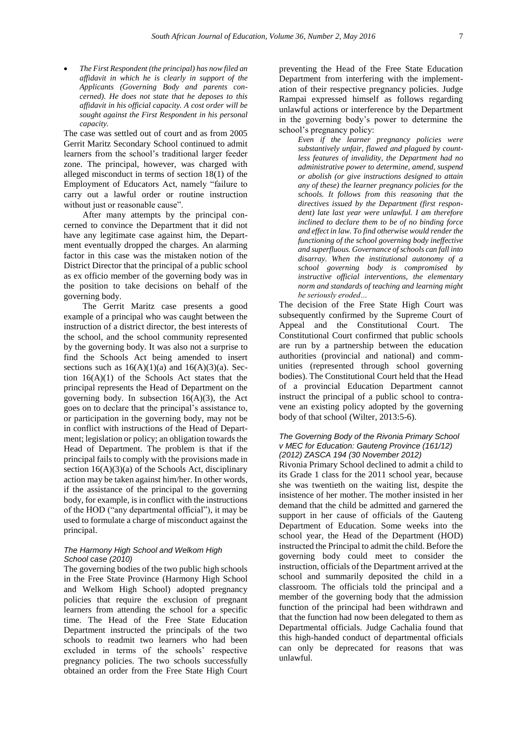- *The First Respondent (the principal) has now filed an affidavit in which he is clearly in support of the Applicants (Governing Body and parents concerned). He does not state that he deposes to this affidavit in his official capacity. A cost order will be sought against the First Respondent in his personal capacity.*

The case was settled out of court and as from 2005 Gerrit Maritz Secondary School continued to admit learners from the school's traditional larger feeder zone. The principal, however, was charged with alleged misconduct in terms of section 18(1) of the Employment of Educators Act, namely "failure to carry out a lawful order or routine instruction without just or reasonable cause".

After many attempts by the principal concerned to convince the Department that it did not have any legitimate case against him, the Department eventually dropped the charges. An alarming factor in this case was the mistaken notion of the District Director that the principal of a public school as ex officio member of the governing body was in the position to take decisions on behalf of the governing body.

The Gerrit Maritz case presents a good example of a principal who was caught between the instruction of a district director, the best interests of the school, and the school community represented by the governing body. It was also not a surprise to find the Schools Act being amended to insert sections such as 16(A)(1)(a) and 16(A)(3)(a). Section 16(A)(1) of the Schools Act states that the principal represents the Head of Department on the governing body. In subsection 16(A)(3), the Act goes on to declare that the principal's assistance to, or participation in the governing body, may not be in conflict with instructions of the Head of Department; legislation or policy; an obligation towards the Head of Department. The problem is that if the principal fails to comply with the provisions made in section 16(A)(3)(a) of the Schools Act, disciplinary action may be taken against him/her. In other words, if the assistance of the principal to the governing body, for example, is in conflict with the instructions of the HOD ("any departmental official"), it may be used to formulate a charge of misconduct against the principal.

### *The Harmony High School and Welkom High School case (2010)*

The governing bodies of the two public high schools in the Free State Province (Harmony High School and Welkom High School) adopted pregnancy policies that require the exclusion of pregnant learners from attending the school for a specific time. The Head of the Free State Education Department instructed the principals of the two schools to readmit two learners who had been excluded in terms of the schools' respective pregnancy policies. The two schools successfully obtained an order from the Free State High Court preventing the Head of the Free State Education Department from interfering with the implementation of their respective pregnancy policies. Judge Rampai expressed himself as follows regarding unlawful actions or interference by the Department in the governing body's power to determine the school's pregnancy policy:

> *Even if the learner pregnancy policies were substantively unfair, flawed and plagued by countless features of invalidity, the Department had no administrative power to determine, amend, suspend or abolish (or give instructions designed to attain any of these) the learner pregnancy policies for the schools. It follows from this reasoning that the directives issued by the Department (first respondent) late last year were unlawful. I am therefore inclined to declare them to be of no binding force and effect in law. To find otherwise would render the functioning of the school governing body ineffective and superfluous. Governance of schools can fall into disarray. When the institutional autonomy of a school governing body is compromised by instructive official interventions, the elementary norm and standards of teaching and learning might be seriously eroded…*

The decision of the Free State High Court was subsequently confirmed by the Supreme Court of Appeal and the Constitutional Court. The Constitutional Court confirmed that public schools are run by a partnership between the education authorities (provincial and national) and communities (represented through school governing bodies). The Constitutional Court held that the Head of a provincial Education Department cannot instruct the principal of a public school to contravene an existing policy adopted by the governing body of that school (Wilter, 2013:5-6).

### *The Governing Body of the Rivonia Primary School v MEC for Education: Gauteng Province (161/12) (2012) ZASCA 194 (30 November 2012)*

Rivonia Primary School declined to admit a child to its Grade 1 class for the 2011 school year, because she was twentieth on the waiting list, despite the insistence of her mother. The mother insisted in her demand that the child be admitted and garnered the support in her cause of officials of the Gauteng Department of Education. Some weeks into the school year, the Head of the Department (HOD) instructed the Principal to admit the child. Before the governing body could meet to consider the instruction, officials of the Department arrived at the school and summarily deposited the child in a classroom. The officials told the principal and a member of the governing body that the admission function of the principal had been withdrawn and that the function had now been delegated to them as Departmental officials. Judge Cachalia found that this high-handed conduct of departmental officials can only be deprecated for reasons that was unlawful.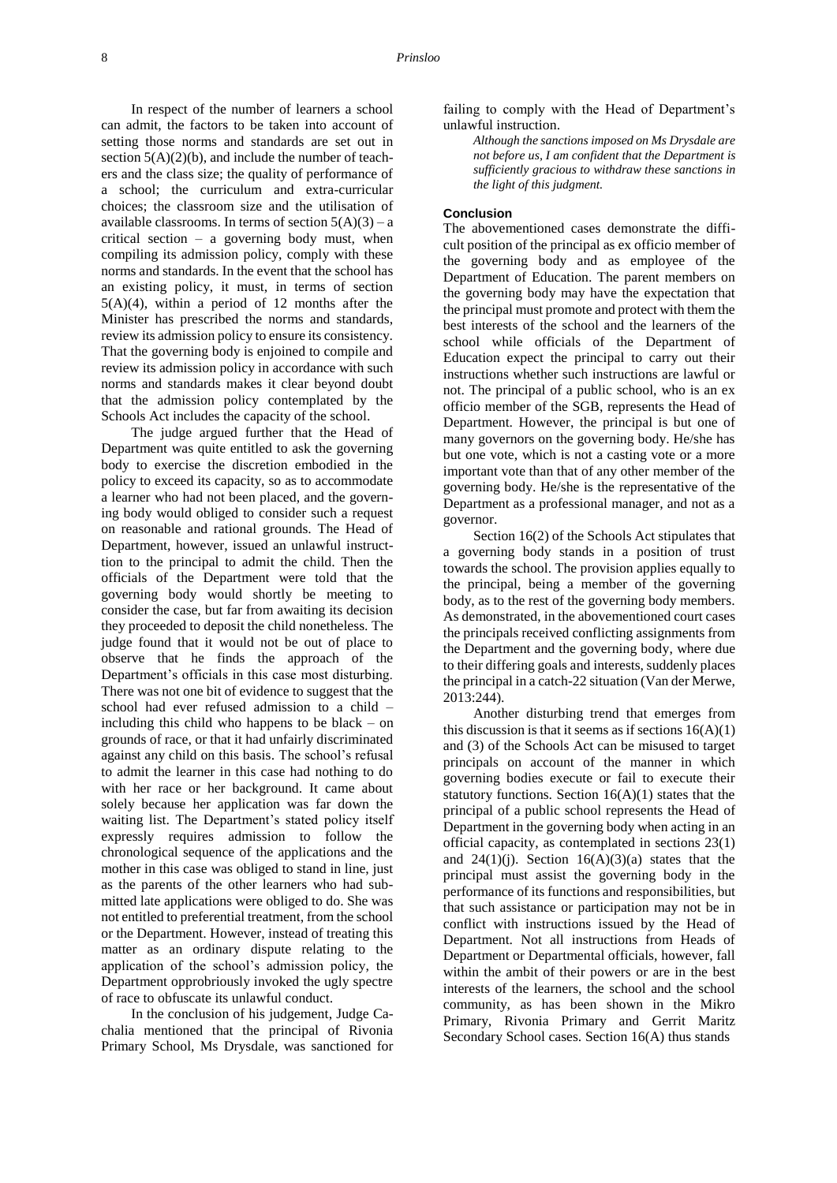In respect of the number of learners a school can admit, the factors to be taken into account of setting those norms and standards are set out in section 5(A)(2)(b), and include the number of teachers and the class size; the quality of performance of a school; the curriculum and extra-curricular choices; the classroom size and the utilisation of available classrooms. In terms of section 5(A)(3) – a critical section – a governing body must, when compiling its admission policy, comply with these norms and standards. In the event that the school has an existing policy, it must, in terms of section 5(A)(4), within a period of 12 months after the Minister has prescribed the norms and standards, review its admission policy to ensure its consistency. That the governing body is enjoined to compile and review its admission policy in accordance with such norms and standards makes it clear beyond doubt that the admission policy contemplated by the Schools Act includes the capacity of the school.

The judge argued further that the Head of Department was quite entitled to ask the governing body to exercise the discretion embodied in the policy to exceed its capacity, so as to accommodate a learner who had not been placed, and the governing body would obliged to consider such a request on reasonable and rational grounds. The Head of Department, however, issued an unlawful instruction to the principal to admit the child. Then the officials of the Department were told that the governing body would shortly be meeting to consider the case, but far from awaiting its decision they proceeded to deposit the child nonetheless. The judge found that it would not be out of place to observe that he finds the approach of the Department's officials in this case most disturbing. There was not one bit of evidence to suggest that the school had ever refused admission to a child – including this child who happens to be black – on grounds of race, or that it had unfairly discriminated against any child on this basis. The school's refusal to admit the learner in this case had nothing to do with her race or her background. It came about solely because her application was far down the waiting list. The Department's stated policy itself expressly requires admission to follow the chronological sequence of the applications and the mother in this case was obliged to stand in line, just as the parents of the other learners who had submitted late applications were obliged to do. She was not entitled to preferential treatment, from the school or the Department. However, instead of treating this matter as an ordinary dispute relating to the application of the school's admission policy, the Department opprobriously invoked the ugly spectre of race to obfuscate its unlawful conduct.

In the conclusion of his judgement, Judge Cachalia mentioned that the principal of Rivonia Primary School, Ms Drysdale, was sanctioned for failing to comply with the Head of Department's unlawful instruction.

> *Although the sanctions imposed on Ms Drysdale are not before us, I am confident that the Department is sufficiently gracious to withdraw these sanctions in the light of this judgment.*

#### Conclusion

The abovementioned cases demonstrate the difficult position of the principal as ex officio member of the governing body and as employee of the Department of Education. The parent members on the governing body may have the expectation that the principal must promote and protect with them the best interests of the school and the learners of the school while officials of the Department of Education expect the principal to carry out their instructions whether such instructions are lawful or not. The principal of a public school, who is an ex officio member of the SGB, represents the Head of Department. However, the principal is but one of many governors on the governing body. He/she has but one vote, which is not a casting vote or a more important vote than that of any other member of the governing body. He/she is the representative of the Department as a professional manager, and not as a governor.

Section 16(2) of the Schools Act stipulates that a governing body stands in a position of trust towards the school. The provision applies equally to the principal, being a member of the governing body, as to the rest of the governing body members. As demonstrated, in the abovementioned court cases the principals received conflicting assignments from the Department and the governing body, where due to their differing goals and interests, suddenly places the principal in a catch-22 situation (Van der Merwe, 2013:244).

Another disturbing trend that emerges from this discussion is that it seems as if sections 16(A)(1) and (3) of the Schools Act can be misused to target principals on account of the manner in which governing bodies execute or fail to execute their statutory functions. Section 16(A)(1) states that the principal of a public school represents the Head of Department in the governing body when acting in an official capacity, as contemplated in sections 23(1) and 24(1)(j). Section 16(A)(3)(a) states that the principal must assist the governing body in the performance of its functions and responsibilities, but that such assistance or participation may not be in conflict with instructions issued by the Head of Department. Not all instructions from Heads of Department or Departmental officials, however, fall within the ambit of their powers or are in the best interests of the learners, the school and the school community, as has been shown in the Mikro Primary, Rivonia Primary and Gerrit Maritz Secondary School cases. Section 16(A) thus stands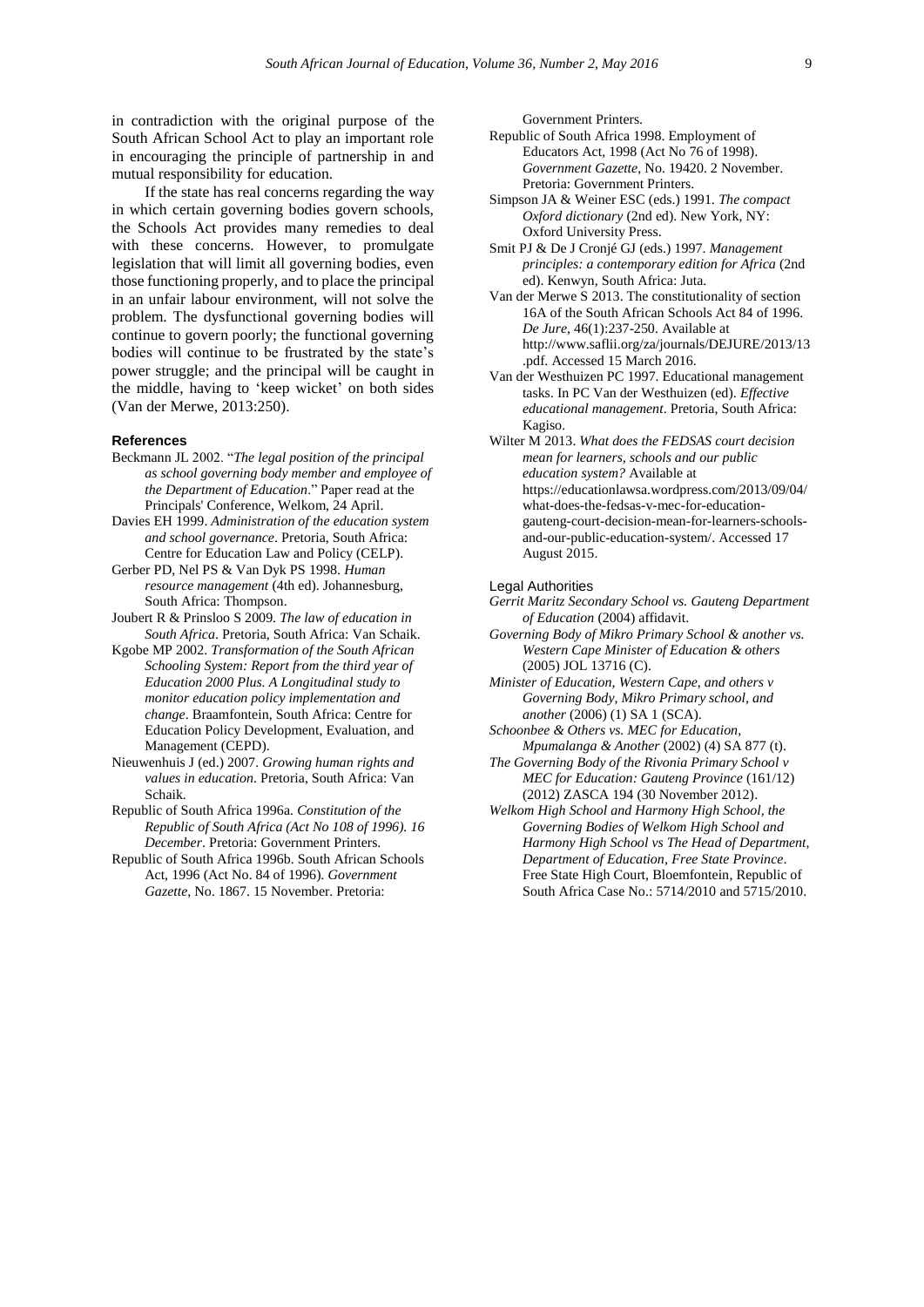in contradiction with the original purpose of the South African School Act to play an important role in encouraging the principle of partnership in and mutual responsibility for education.

If the state has real concerns regarding the way in which certain governing bodies govern schools, the Schools Act provides many remedies to deal with these concerns. However, to promulgate legislation that will limit all governing bodies, even those functioning properly, and to place the principal in an unfair labour environment, will not solve the problem. The dysfunctional governing bodies will continue to govern poorly; the functional governing bodies will continue to be frustrated by the state's power struggle; and the principal will be caught in the middle, having to 'keep wicket' on both sides (Van der Merwe, 2013:250).

## References

Beckmann JL 2002. "*The legal position of the principal as school governing body member and employee of the Department of Education*." Paper read at the Principals' Conference, Welkom, 24 April.

Davies EH 1999. *Administration of the education system and school governance*. Pretoria, South Africa: Centre for Education Law and Policy (CELP).

Gerber PD, Nel PS & Van Dyk PS 1998. *Human resource management* (4th ed). Johannesburg, South Africa: Thompson.

Joubert R & Prinsloo S 2009. *The law of education in South Africa*. Pretoria, South Africa: Van Schaik.

Kgobe MP 2002. *Transformation of the South African Schooling System: Report from the third year of Education 2000 Plus. A Longitudinal study to monitor education policy implementation and change*. Braamfontein, South Africa: Centre for Education Policy Development, Evaluation, and Management (CEPD).

Nieuwenhuis J (ed.) 2007. *Growing human rights and values in education*. Pretoria, South Africa: Van Schaik.

Republic of South Africa 1996a. *Constitution of the Republic of South Africa (Act No 108 of 1996). 16 December*. Pretoria: Government Printers.

Republic of South Africa 1996b. South African Schools Act, 1996 (Act No. 84 of 1996). *Government Gazette*, No. 1867. 15 November. Pretoria: Government Printers.

Republic of South Africa 1998. Employment of Educators Act, 1998 (Act No 76 of 1998). *Government Gazette*, No. 19420. 2 November. Pretoria: Government Printers.

Simpson JA & Weiner ESC (eds.) 1991. *The compact Oxford dictionary* (2nd ed). New York, NY: Oxford University Press.

Smit PJ & De J Cronjé GJ (eds.) 1997. *Management principles: a contemporary edition for Africa* (2nd ed). Kenwyn, South Africa: Juta.

Van der Merwe S 2013. The constitutionality of section 16A of the South African Schools Act 84 of 1996. *De Jure*, 46(1):237-250. Available at http://www.saflii.org/za/journals/DEJURE/2013/13.pdf. Accessed 15 March 2016.

Van der Westhuizen PC 1997. Educational management tasks. In PC Van der Westhuizen (ed). *Effective educational management*. Pretoria, South Africa: Kagiso.

Wilter M 2013. *What does the FEDSAS court decision mean for learners, schools and our public education system?* Available at https://educationlawsa.wordpress.com/2013/09/04/what-does-the-fedsas-v-mec-for-education-gauteng-court-decision-mean-for-learners-schools-and-our-public-education-system/. Accessed 17 August 2015.

### Legal Authorities

*Gerrit Maritz Secondary School vs. Gauteng Department of Education* (2004) affidavit.

*Governing Body of Mikro Primary School & another vs. Western Cape Minister of Education & others* (2005) JOL 13716 (C).

*Minister of Education, Western Cape, and others v Governing Body, Mikro Primary school, and another* (2006) (1) SA 1 (SCA).

*Schoonbee & Others vs. MEC for Education, Mpumalanga & Another* (2002) (4) SA 877 (t).

*The Governing Body of the Rivonia Primary School v MEC for Education: Gauteng Province* (161/12) (2012) ZASCA 194 (30 November 2012).

*Welkom High School and Harmony High School, the Governing Bodies of Welkom High School and Harmony High School vs The Head of Department, Department of Education, Free State Province*. Free State High Court, Bloemfontein, Republic of South Africa Case No.: 5714/2010 and 5715/2010.